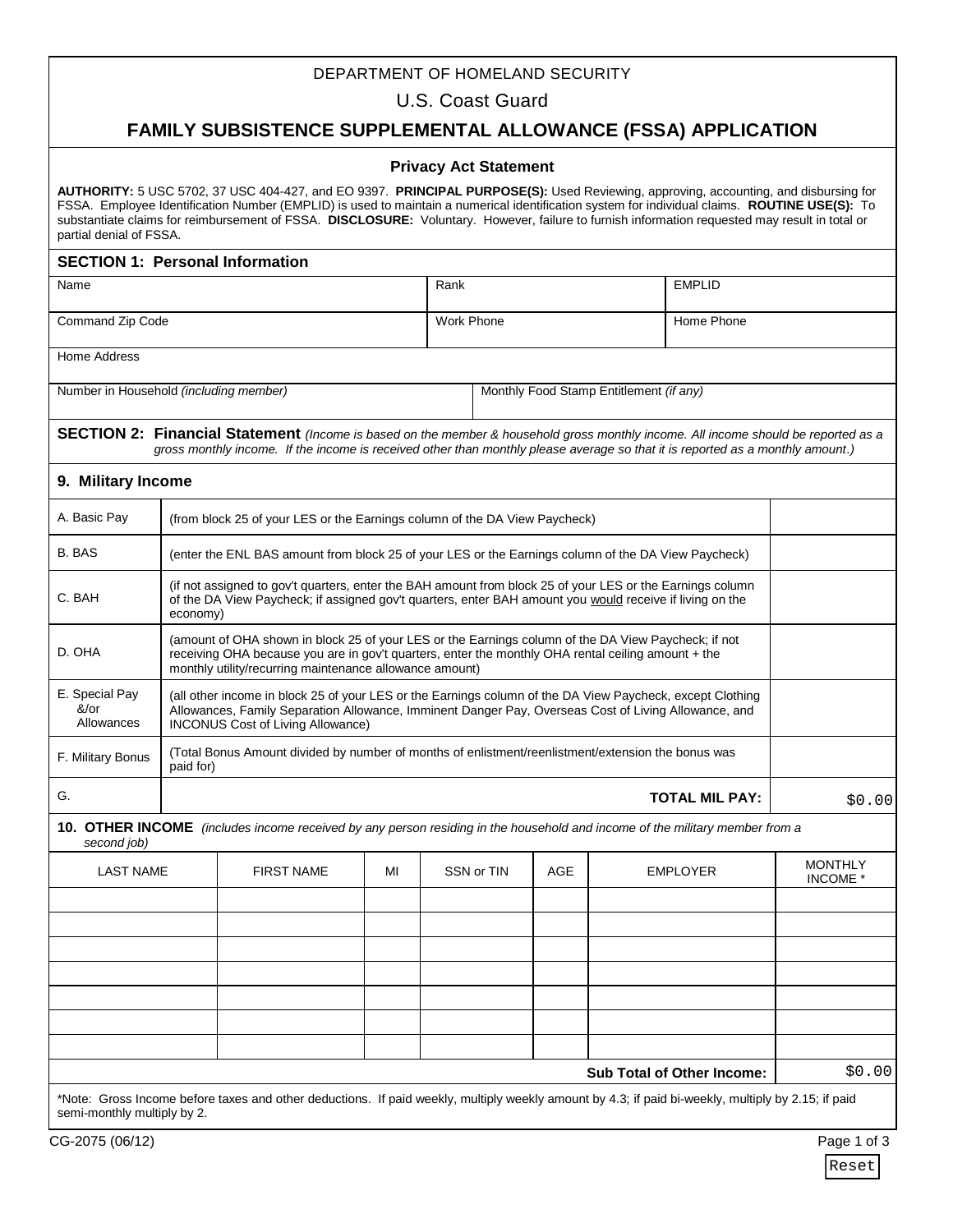DEPARTMENT OF HOMELAND SECURITY

U.S. Coast Guard

# FAMILY SUBSISTENCE SUPPLEMENTAL ALLOWANCE (FSSA) APPLICATION

## Privacy Act Statement

**AUTHORITY:** 5 USC 5702, 37 USC 404-427, and EO 9397. **PRINCIPAL PURPOSE(S):** Used Reviewing, approving, accounting, and disbursing for FSSA. Employee Identification Number (EMPLID) is used to maintain a numerical identification system for individual claims. **ROUTINE USE(S):** To substantiate claims for reimbursement of FSSA. **DISCLOSURE:** Voluntary. However, failure to furnish information requested may result in total or partial denial of FSSA.

## SECTION 1: Personal Information

| Name | Rank | EMPLID |
|---|---|---|
| | | |

| Command Zip Code | Work Phone | Home Phone |
|---|---|---|
| | | |

Home Address

| Number in Household *(including member)* | Monthly Food Stamp Entitlement *(if any)* |
|---|---|
| | |

## SECTION 2: Financial Statement

*(Income is based on the member & household gross monthly income. All income should be reported as a gross monthly income. If the income is received other than monthly please average so that it is reported as a monthly amount.)*

### 9. Military Income

| | | |
|---|---|---|
| A. Basic Pay | (from block 25 of your LES or the Earnings column of the DA View Paycheck) | |
| B. BAS | (enter the ENL BAS amount from block 25 of your LES or the Earnings column of the DA View Paycheck) | |
| C. BAH | (if not assigned to gov't quarters, enter the BAH amount from block 25 of your LES or the Earnings column of the DA View Paycheck; if assigned gov't quarters, enter BAH amount you would receive if living on the economy) | |
| D. OHA | (amount of OHA shown in block 25 of your LES or the Earnings column of the DA View Paycheck; if not receiving OHA because you are in gov't quarters, enter the monthly OHA rental ceiling amount + the monthly utility/recurring maintenance allowance amount) | |
| E. Special Pay &/or Allowances | (all other income in block 25 of your LES or the Earnings column of the DA View Paycheck, except Clothing Allowances, Family Separation Allowance, Imminent Danger Pay, Overseas Cost of Living Allowance, and INCONUS Cost of Living Allowance) | |
| F. Military Bonus | (Total Bonus Amount divided by number of months of enlistment/reenlistment/extension the bonus was paid for) | |
| G. | **TOTAL MIL PAY:** | $0.00 |

### 10. OTHER INCOME

*(includes income received by any person residing in the household and income of the military member from a second job)*

| LAST NAME | FIRST NAME | MI | SSN or TIN | AGE | EMPLOYER | MONTHLY INCOME * |
|---|---|---|---|---|---|---|
| | | | | | | |
| | | | | | | |
| | | | | | | |
| | | | | | | |
| | | | | | | |
| | | | | | | |
| | | | | | | |
| | | | | | **Sub Total of Other Income:** | $0.00 |

*Note: Gross Income before taxes and other deductions. If paid weekly, multiply weekly amount by 4.3; if paid bi-weekly, multiply by 2.15; if paid semi-monthly multiply by 2.

CG-2075 (06/12)

Reset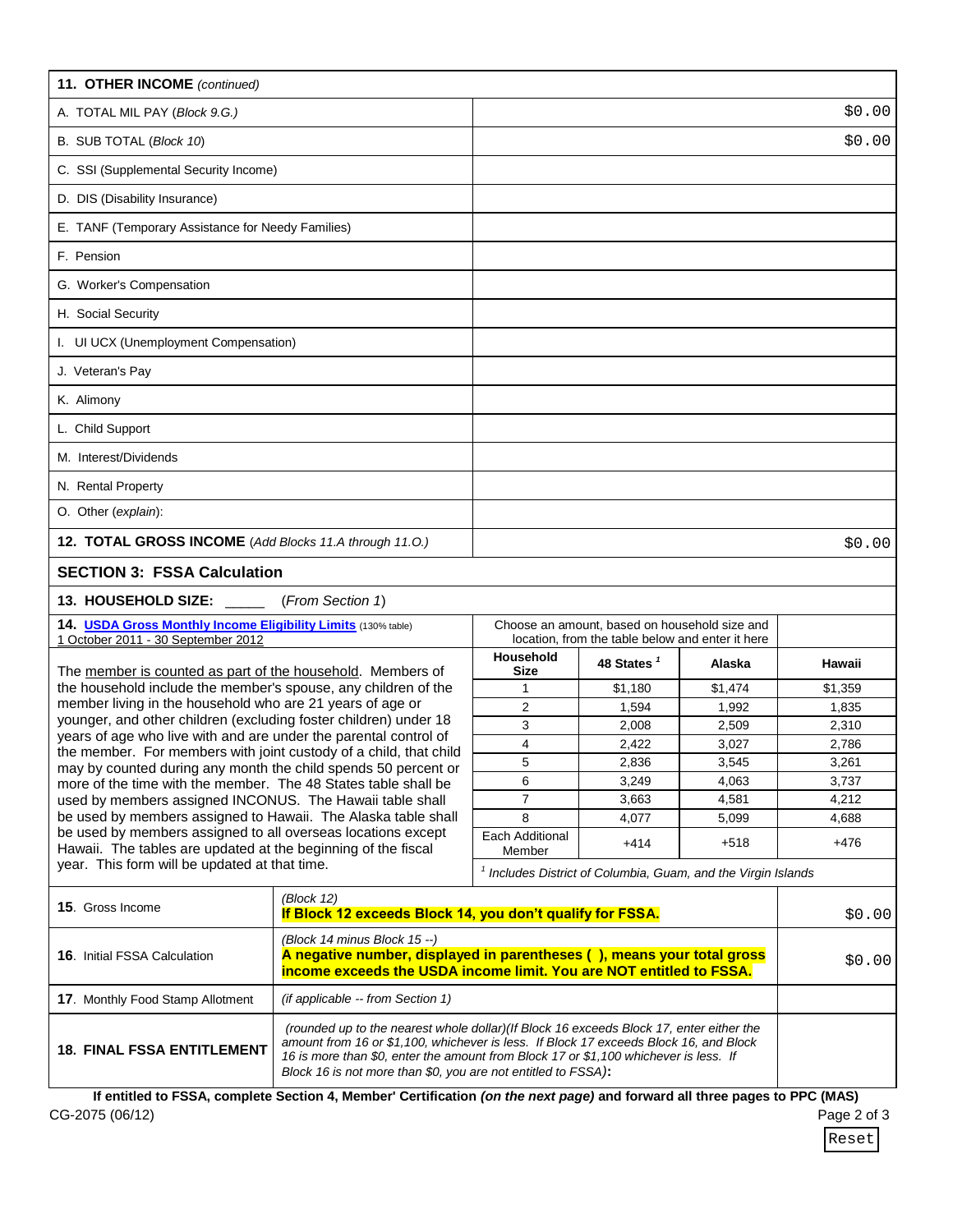| 11. OTHER INCOME *(continued)* | |
|---|---|
| A. TOTAL MIL PAY *(Block 9.G.)* | $0.00 |
| B. SUB TOTAL *(Block 10)* | $0.00 |
| C. SSI (Supplemental Security Income) | |
| D. DIS (Disability Insurance) | |
| E. TANF (Temporary Assistance for Needy Families) | |
| F. Pension | |
| G. Worker's Compensation | |
| H. Social Security | |
| I. UI UCX (Unemployment Compensation) | |
| J. Veteran's Pay | |
| K. Alimony | |
| L. Child Support | |
| M. Interest/Dividends | |
| N. Rental Property | |
| O. Other *(explain)*: | |
| **12. TOTAL GROSS INCOME** *(Add Blocks 11.A through 11.O.)* | $0.00 |

## SECTION 3: FSSA Calculation

**13. HOUSEHOLD SIZE:** _____ *(From Section 1)*

**14. USDA Gross Monthly Income Eligibility Limits** (130% table)
1 October 2011 - 30 September 2012

Choose an amount, based on household size and location, from the table below and enter it here

The member is counted as part of the household. Members of the household include the member's spouse, any children of the member living in the household who are 21 years of age or younger, and other children (excluding foster children) under 18 years of age who live with and are under the parental control of the member. For members with joint custody of a child, that child may by counted during any month the child spends 50 percent or more of the time with the member. The 48 States table shall be used by members assigned INCONUS. The Hawaii table shall be used by members assigned to Hawaii. The Alaska table shall be used by members assigned to all overseas locations except Hawaii. The tables are updated at the beginning of the fiscal year. This form will be updated at that time.

| Household Size | 48 States [1] | Alaska | Hawaii |
|---|---|---|---|
| 1 | $1,180 | $1,474 | $1,359 |
| 2 | 1,594 | 1,992 | 1,835 |
| 3 | 2,008 | 2,509 | 2,310 |
| 4 | 2,422 | 3,027 | 2,786 |
| 5 | 2,836 | 3,545 | 3,261 |
| 6 | 3,249 | 4,063 | 3,737 |
| 7 | 3,663 | 4,581 | 4,212 |
| 8 | 4,077 | 5,099 | 4,688 |
| Each Additional Member | +414 | +518 | +476 |

[1] *Includes District of Columbia, Guam, and the Virgin Islands*

| | | |
|---|---|---|
| **15**. Gross Income | *(Block 12)* **If Block 12 exceeds Block 14, you don't qualify for FSSA.** | $0.00 |
| **16**. Initial FSSA Calculation | *(Block 14 minus Block 15 --)* **A negative number, displayed in parentheses ( ), means your total gross income exceeds the USDA income limit. You are NOT entitled to FSSA.** | $0.00 |
| **17**. Monthly Food Stamp Allotment | *(if applicable -- from Section 1)* | |
| **18. FINAL FSSA ENTITLEMENT** | *(rounded up to the nearest whole dollar)(If Block 16 exceeds Block 17, enter either the amount from 16 or $1,100, whichever is less. If Block 17 exceeds Block 16, and Block 16 is more than $0, enter the amount from Block 17 or $1,100 whichever is less. If Block 16 is not more than $0, you are not entitled to FSSA)***:** | |

**If entitled to FSSA, complete Section 4, Member' Certification *(on the next page)* and forward all three pages to PPC (MAS)**

CG-2075 (06/12)

Reset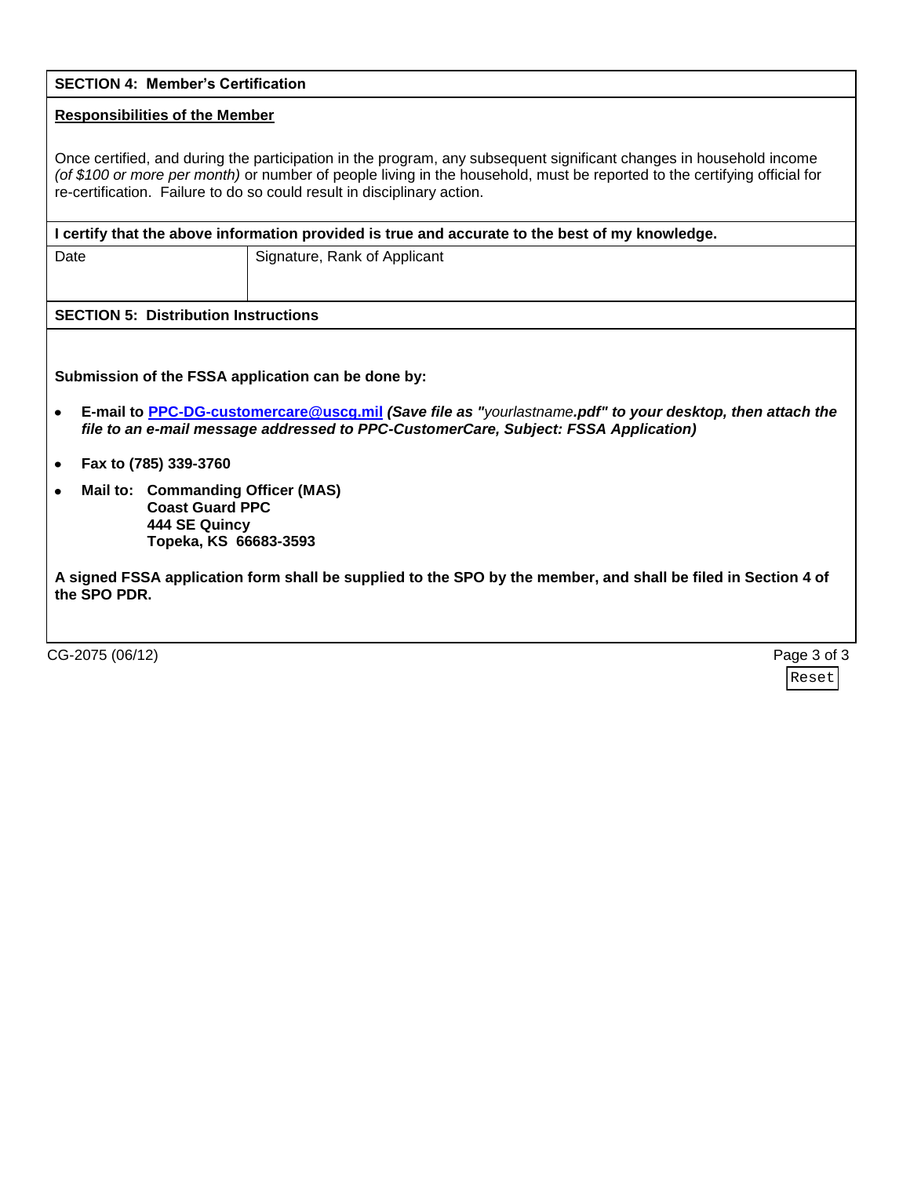## SECTION 4: Member's Certification

**Responsibilities of the Member**

Once certified, and during the participation in the program, any subsequent significant changes in household income *(of $100 or more per month)* or number of people living in the household, must be reported to the certifying official for re-certification. Failure to do so could result in disciplinary action.

**I certify that the above information provided is true and accurate to the best of my knowledge.**

| Date | Signature, Rank of Applicant |
| --- | --- |
| | |

## SECTION 5: Distribution Instructions

**Submission of the FSSA application can be done by:**

- **E-mail to PPC-DG-customercare@uscg.mil** ***(Save file as "****yourlastname****.pdf" to your desktop, then attach the file to an e-mail message addressed to PPC-CustomerCare, Subject: FSSA Application)***
- **Fax to (785) 339-3760**
- **Mail to: Commanding Officer (MAS)**
  **Coast Guard PPC**
  **444 SE Quincy**
  **Topeka, KS 66683-3593**

**A signed FSSA application form shall be supplied to the SPO by the member, and shall be filed in Section 4 of the SPO PDR.**

CG-2075 (06/12)

Reset